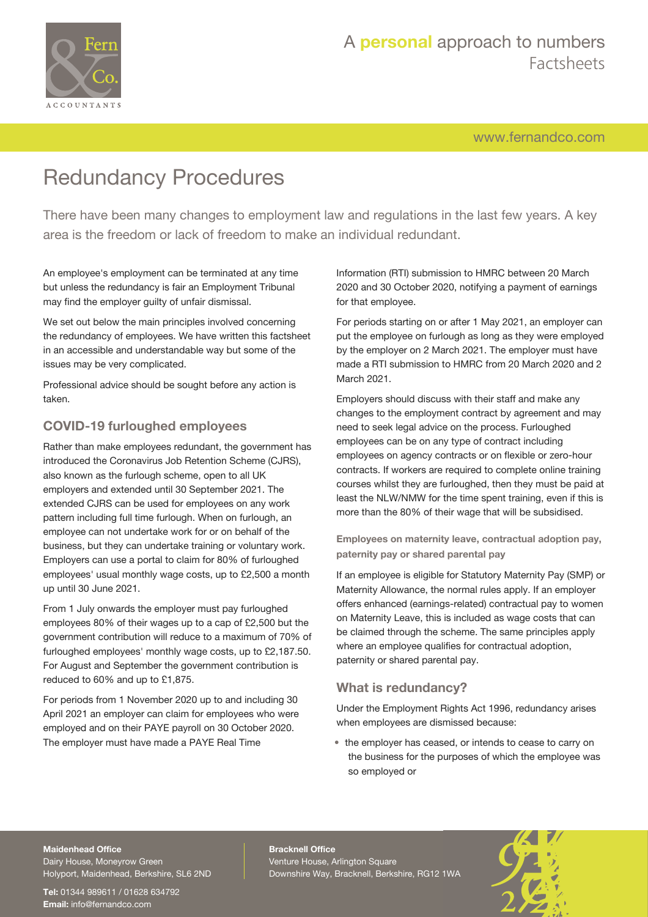# Redundancy Procedures

There have been many changes to employment law and regulations in the last few years. A key area is the freedom or lack of freedom to make an individual redundant.

An employee's employment can be terminated at any time but unless the redundancy is fair an Employment Tribunal may find the employer guilty of unfair dismissal.

We set out below the main principles involved concerning the redundancy of employees. We have written this factsheet in an accessible and understandable way but some of the issues may be very complicated.

Professional advice should be sought before any action is taken.

## COVID-19 furloughed employees

Rather than make employees redundant, the government has introduced the Coronavirus Job Retention Scheme (CJRS), also known as the furlough scheme, open to all UK employers and extended until 30 September 2021. The extended CJRS can be used for employees on any work pattern including full time furlough. When on furlough, an employee can not undertake work for or on behalf of the business, but they can undertake training or voluntary work. Employers can use a portal to claim for 80% of furloughed employees' usual monthly wage costs, up to £2,500 a month up until 30 June 2021.

From 1 July onwards the employer must pay furloughed employees 80% of their wages up to a cap of £2,500 but the government contribution will reduce to a maximum of 70% of furloughed employees' monthly wage costs, up to £2,187.50. For August and September the government contribution is reduced to 60% and up to £1,875.

For periods from 1 November 2020 up to and including 30 April 2021 an employer can claim for employees who were employed and on their PAYE payroll on 30 October 2020. The employer must have made a PAYE Real Time Information (RTI) submission to HMRC between 20 March 2020 and 30 October 2020, notifying a payment of earnings for that employee.

For periods starting on or after 1 May 2021, an employer can put the employee on furlough as long as they were employed by the employer on 2 March 2021. The employer must have made a RTI submission to HMRC from 20 March 2020 and 2 March 2021.

Employers should discuss with their staff and make any changes to the employment contract by agreement and may need to seek legal advice on the process. Furloughed employees can be on any type of contract including employees on agency contracts or on flexible or zero-hour contracts. If workers are required to complete online training courses whilst they are furloughed, then they must be paid at least the NLW/NMW for the time spent training, even if this is more than the 80% of their wage that will be subsidised.

### Employees on maternity leave, contractual adoption pay, paternity pay or shared parental pay

If an employee is eligible for Statutory Maternity Pay (SMP) or Maternity Allowance, the normal rules apply. If an employer offers enhanced (earnings-related) contractual pay to women on Maternity Leave, this is included as wage costs that can be claimed through the scheme. The same principles apply where an employee qualifies for contractual adoption, paternity or shared parental pay.

## What is redundancy?

Under the Employment Rights Act 1996, redundancy arises when employees are dismissed because:

- the employer has ceased, or intends to cease to carry on the business for the purposes of which the employee was so employed or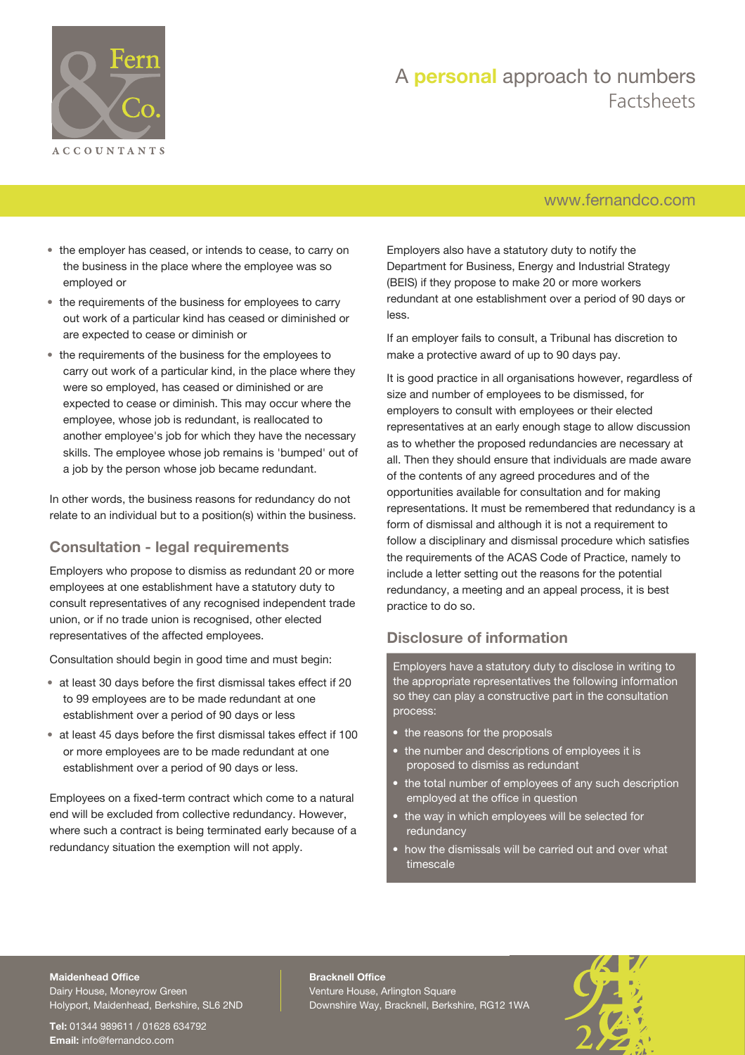- the employer has ceased, or intends to cease, to carry on the business in the place where the employee was so employed or
- the requirements of the business for employees to carry out work of a particular kind has ceased or diminished or are expected to cease or diminish or
- the requirements of the business for the employees to carry out work of a particular kind, in the place where they were so employed, has ceased or diminished or are expected to cease or diminish. This may occur where the employee, whose job is redundant, is reallocated to another employee's job for which they have the necessary skills. The employee whose job remains is 'bumped' out of a job by the person whose job became redundant.

In other words, the business reasons for redundancy do not relate to an individual but to a position(s) within the business.

## Consultation - legal requirements

Employers who propose to dismiss as redundant 20 or more employees at one establishment have a statutory duty to consult representatives of any recognised independent trade union, or if no trade union is recognised, other elected representatives of the affected employees.

Consultation should begin in good time and must begin:

- at least 30 days before the first dismissal takes effect if 20 to 99 employees are to be made redundant at one establishment over a period of 90 days or less
- at least 45 days before the first dismissal takes effect if 100 or more employees are to be made redundant at one establishment over a period of 90 days or less.

Employees on a fixed-term contract which come to a natural end will be excluded from collective redundancy. However, where such a contract is being terminated early because of a redundancy situation the exemption will not apply.

Employers also have a statutory duty to notify the Department for Business, Energy and Industrial Strategy (BEIS) if they propose to make 20 or more workers redundant at one establishment over a period of 90 days or less.

If an employer fails to consult, a Tribunal has discretion to make a protective award of up to 90 days pay.

It is good practice in all organisations however, regardless of size and number of employees to be dismissed, for employers to consult with employees or their elected representatives at an early enough stage to allow discussion as to whether the proposed redundancies are necessary at all. Then they should ensure that individuals are made aware of the contents of any agreed procedures and of the opportunities available for consultation and for making representations. It must be remembered that redundancy is a form of dismissal and although it is not a requirement to follow a disciplinary and dismissal procedure which satisfies the requirements of the ACAS Code of Practice, namely to include a letter setting out the reasons for the potential redundancy, a meeting and an appeal process, it is best practice to do so.

## Disclosure of information

Employers have a statutory duty to disclose in writing to the appropriate representatives the following information so they can play a constructive part in the consultation process:

- the reasons for the proposals
- the number and descriptions of employees it is proposed to dismiss as redundant
- the total number of employees of any such description employed at the office in question
- the way in which employees will be selected for redundancy
- how the dismissals will be carried out and over what timescale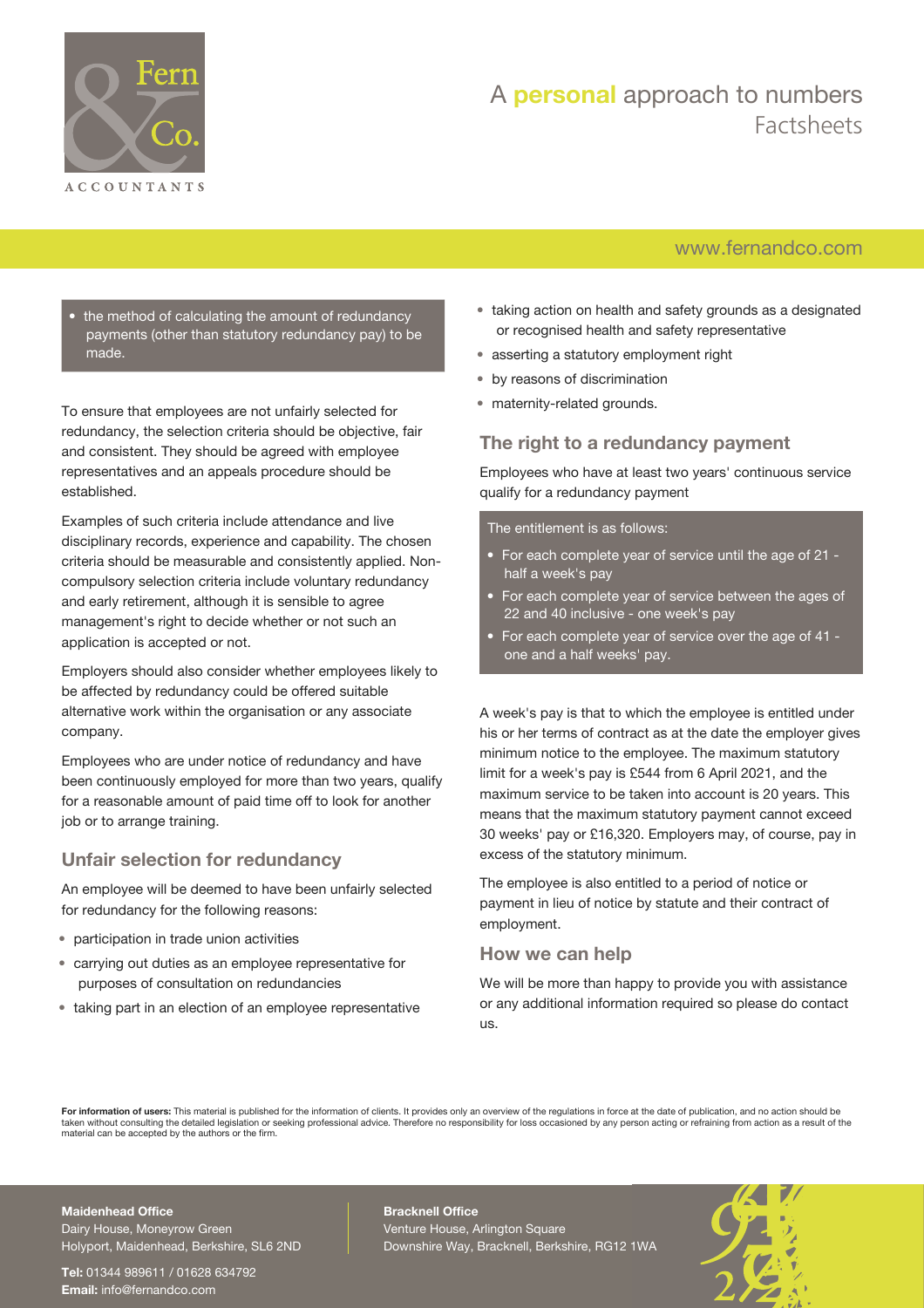- the method of calculating the amount of redundancy payments (other than statutory redundancy pay) to be made.

To ensure that employees are not unfairly selected for redundancy, the selection criteria should be objective, fair and consistent. They should be agreed with employee representatives and an appeals procedure should be established.

Examples of such criteria include attendance and live disciplinary records, experience and capability. The chosen criteria should be measurable and consistently applied. Non-compulsory selection criteria include voluntary redundancy and early retirement, although it is sensible to agree management's right to decide whether or not such an application is accepted or not.

Employers should also consider whether employees likely to be affected by redundancy could be offered suitable alternative work within the organisation or any associate company.

Employees who are under notice of redundancy and have been continuously employed for more than two years, qualify for a reasonable amount of paid time off to look for another job or to arrange training.

## Unfair selection for redundancy

An employee will be deemed to have been unfairly selected for redundancy for the following reasons:

- participation in trade union activities
- carrying out duties as an employee representative for purposes of consultation on redundancies
- taking part in an election of an employee representative
- taking action on health and safety grounds as a designated or recognised health and safety representative
- asserting a statutory employment right
- by reasons of discrimination
- maternity-related grounds.

## The right to a redundancy payment

Employees who have at least two years' continuous service qualify for a redundancy payment

The entitlement is as follows:

- For each complete year of service until the age of 21 - half a week's pay
- For each complete year of service between the ages of 22 and 40 inclusive - one week's pay
- For each complete year of service over the age of 41 - one and a half weeks' pay.

A week's pay is that to which the employee is entitled under his or her terms of contract as at the date the employer gives minimum notice to the employee. The maximum statutory limit for a week's pay is £544 from 6 April 2021, and the maximum service to be taken into account is 20 years. This means that the maximum statutory payment cannot exceed 30 weeks' pay or £16,320. Employers may, of course, pay in excess of the statutory minimum.

The employee is also entitled to a period of notice or payment in lieu of notice by statute and their contract of employment.

## How we can help

We will be more than happy to provide you with assistance or any additional information required so please do contact us.

**For information of users:** This material is published for the information of clients. It provides only an overview of the regulations in force at the date of publication, and no action should be taken without consulting the detailed legislation or seeking professional advice. Therefore no responsibility for loss occasioned by any person acting or refraining from action as a result of the material can be accepted by the authors or the firm.